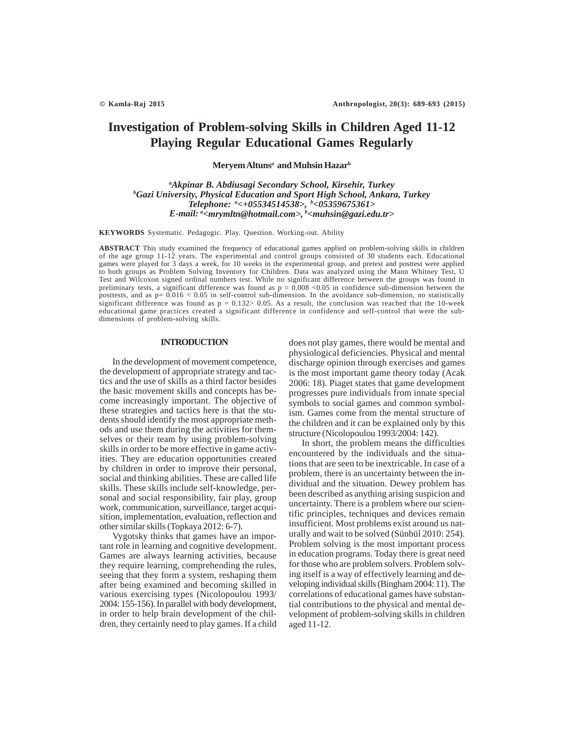# Investigation of Problem-solving Skills in Children Aged 11-12 Playing Regular Educational Games Regularly

**Meryem Altuns[a] and Muhsin Hazar[b]**

*[a]Akpinar B. Abdiusagi Secondary School, Kirsehir, Turkey*
*[b]Gazi University, Physical Education and Sport High School, Ankara, Turkey*
*Telephone: [a]<+05534514538>, [b]<05359675361>*
*E-mail: [a]<mrymltn@hotmail.com>, [b]<muhsin@gazi.edu.tr>*

**KEYWORDS** Systematic. Pedagogic. Play. Question. Working-out. Ability

**ABSTRACT** This study examined the frequency of educational games applied on problem-solving skills in children of the age group 11-12 years. The experimental and control groups consisted of 30 students each. Educational games were played for 3 days a week, for 10 weeks in the experimental group, and pretest and posttest were applied to both groups as Problem Solving Inventory for Children. Data was analyzed using the Mann Whitney Test, U Test and Wilcoxon signed ordinal numbers test. While no significant difference between the groups was found in preliminary tests, a significant difference was found as $p = 0.008 < 0.05$ in confidence sub-dimension between the posttests, and as $p = 0.016 < 0.05$ in self-control sub-dimension. In the avoidance sub-dimension, no statistically significant difference was found as $p = 0.132 > 0.05$. As a result, the conclusion was reached that the 10-week educational game practices created a significant difference in confidence and self-control that were the sub-dimensions of problem-solving skills.

## INTRODUCTION

In the development of movement competence, the development of appropriate strategy and tactics and the use of skills as a third factor besides the basic movement skills and concepts has become increasingly important. The objective of these strategies and tactics here is that the students should identify the most appropriate methods and use them during the activities for themselves or their team by using problem-solving skills in order to be more effective in game activities. They are education opportunities created by children in order to improve their personal, social and thinking abilities. These are called life skills. These skills include self-knowledge, personal and social responsibility, fair play, group work, communication, surveillance, target acquisition, implementation, evaluation, reflection and other similar skills (Topkaya 2012: 6-7).

Vygotsky thinks that games have an important role in learning and cognitive development. Games are always learning activities, because they require learning, comprehending the rules, seeing that they form a system, reshaping them after being examined and becoming skilled in various exercising types (Nicolopoulou 1993/2004: 155-156). In parallel with body development, in order to help brain development of the children, they certainly need to play games. If a child does not play games, there would be mental and physiological deficiencies. Physical and mental discharge opinion through exercises and games is the most important game theory today (Acak 2006: 18). Piaget states that game development progresses pure individuals from innate special symbols to social games and common symbolism. Games come from the mental structure of the children and it can be explained only by this structure (Nicolopoulou 1993/2004: 142).

In short, the problem means the difficulties encountered by the individuals and the situations that are seen to be inextricable. In case of a problem, there is an uncertainty between the individual and the situation. Dewey problem has been described as anything arising suspicion and uncertainty. There is a problem where our scientific principles, techniques and devices remain insufficient. Most problems exist around us naturally and wait to be solved (Sünbül 2010: 254). Problem solving is the most important process in education programs. Today there is great need for those who are problem solvers. Problem solving itself is a way of effectively learning and developing individual skills (Bingham 2004: 11). The correlations of educational games have substantial contributions to the physical and mental development of problem-solving skills in children aged 11-12.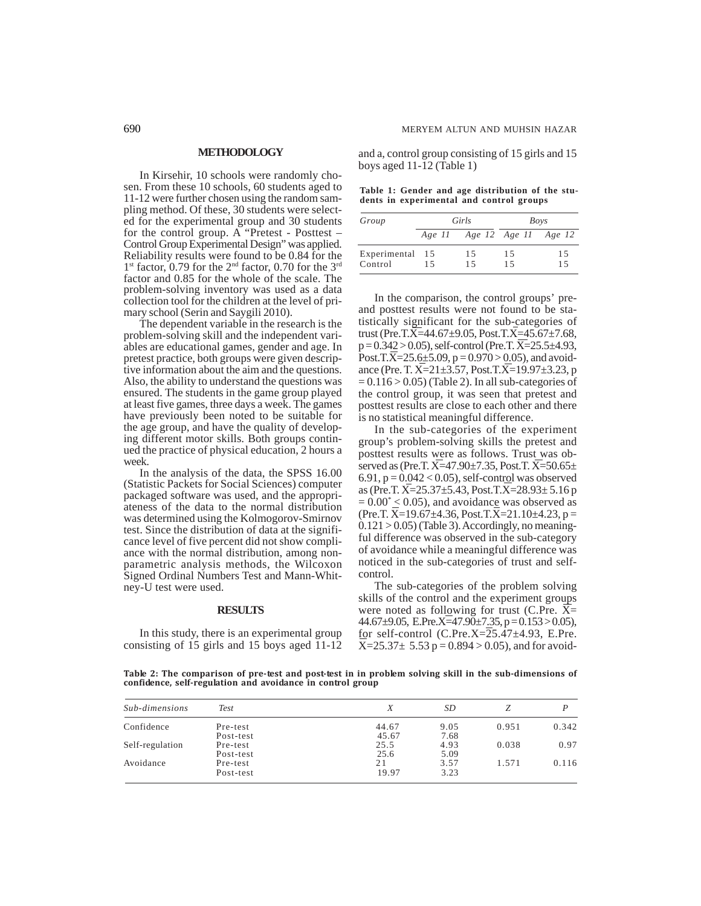## METHODOLOGY

In Kirsehir, 10 schools were randomly chosen. From these 10 schools, 60 students aged to 11-12 were further chosen using the random sampling method. Of these, 30 students were selected for the experimental group and 30 students for the control group. A "Pretest - Posttest – Control Group Experimental Design" was applied. Reliability results were found to be 0.84 for the 1st factor, 0.79 for the 2nd factor, 0.70 for the 3rd factor and 0.85 for the whole of the scale. The problem-solving inventory was used as a data collection tool for the children at the level of primary school (Serin and Saygili 2010).

The dependent variable in the research is the problem-solving skill and the independent variables are educational games, gender and age. In pretest practice, both groups were given descriptive information about the aim and the questions. Also, the ability to understand the questions was ensured. The students in the game group played at least five games, three days a week. The games have previously been noted to be suitable for the age group, and have the quality of developing different motor skills. Both groups continued the practice of physical education, 2 hours a week.

In the analysis of the data, the SPSS 16.00 (Statistic Packets for Social Sciences) computer packaged software was used, and the appropriateness of the data to the normal distribution was determined using the Kolmogorov-Smirnov test. Since the distribution of data at the significance level of five percent did not show compliance with the normal distribution, among nonparametric analysis methods, the Wilcoxon Signed Ordinal Numbers Test and Mann-Whitney-U test were used.

## RESULTS

In this study, there is an experimental group consisting of 15 girls and 15 boys aged 11-12 and a, control group consisting of 15 girls and 15 boys aged 11-12 (Table 1)

**Table 1: Gender and age distribution of the students in experimental and control groups**

| Group | Girls | | Boys | |
|---|---|---|---|---|
| | Age 11 | Age 12 | Age 11 | Age 12 |
| Experimental | 15 | 15 | 15 | 15 |
| Control | 15 | 15 | 15 | 15 |

In the comparison, the control groups' pre- and posttest results were not found to be statistically significant for the sub-categories of trust (Pre.T.$\overline{X}$=44.67±9.05, Post.T.$\overline{X}$=45.67±7.68, $p = 0.342 > 0.05$), self-control (Pre.T. $\overline{X}$=25.5±4.93, Post.T.$\overline{X}$=25.6±5.09, $p = 0.970 > 0.05$), and avoidance (Pre. T. $\overline{X}$=21±3.57, Post.T.$\overline{X}$=19.97±3.23, $p = 0.116 > 0.05$) (Table 2). In all sub-categories of the control group, it was seen that pretest and posttest results are close to each other and there is no statistical meaningful difference.

In the sub-categories of the experiment group's problem-solving skills the pretest and posttest results were as follows. Trust was observed as (Pre.T. $\overline{X}$=47.90±7.35, Post.T. $\overline{X}$=50.65± 6.91, $p = 0.042 < 0.05$), self-control was observed as (Pre.T. $\overline{X}$=25.37±5.43, Post.T.$\overline{X}$=28.93± 5.16 $p = 0.00^{*} < 0.05$), and avoidance was observed as (Pre.T. $\overline{X}$=19.67±4.36, Post.T.$\overline{X}$=21.10±4.23, $p = 0.121 > 0.05$) (Table 3). Accordingly, no meaningful difference was observed in the sub-category of avoidance while a meaningful difference was noticed in the sub-categories of trust and self-control.

The sub-categories of the problem solving skills of the control and the experiment groups were noted as following for trust (C.Pre. $\overline{X}$= 44.67±9.05, E.Pre.$\overline{X}$=47.90±7.35, $p = 0.153 > 0.05$), for self-control (C.Pre.X=25.47±4.93, E.Pre. $\overline{X}$=25.37± 5.53 $p = 0.894 > 0.05$), and for avoid-

**Table 2: The comparison of pre-test and post-test in in problem solving skill in the sub-dimensions of confidence, self-regulation and avoidance in control group**

| Sub-dimensions | Test | X | SD | Z | P |
|---|---|---|---|---|---|
| Confidence | Pre-test | 44.67 | 9.05 | 0.951 | 0.342 |
| | Post-test | 45.67 | 7.68 | | |
| Self-regulation | Pre-test | 25.5 | 4.93 | 0.038 | 0.97 |
| | Post-test | 25.6 | 5.09 | | |
| Avoidance | Pre-test | 21 | 3.57 | 1.571 | 0.116 |
| | Post-test | 19.97 | 3.23 | | |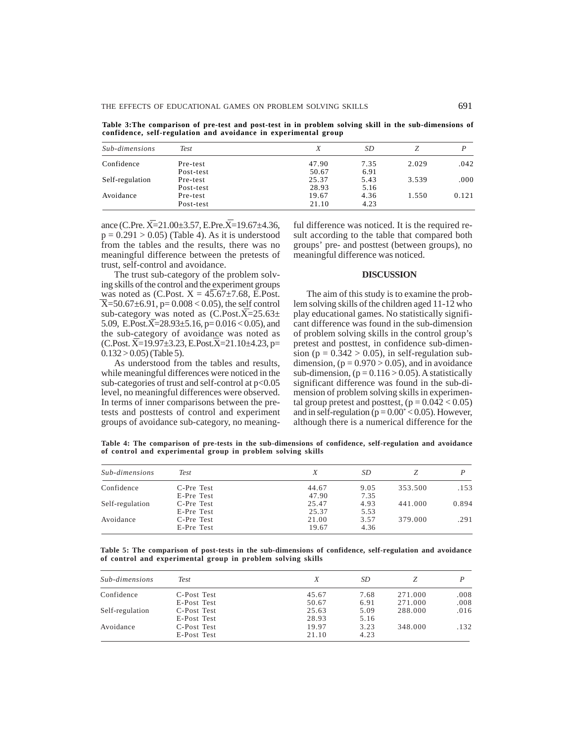**Table 3:The comparison of pre-test and post-test in in problem solving skill in the sub-dimensions of confidence, self-regulation and avoidance in experimental group**

| *Sub-dimensions* | *Test* | *X* | *SD* | *Z* | *P* |
|---|---|---|---|---|---|
| Confidence | Pre-test | 47.90 | 7.35 | 2.029 | .042 |
| | Post-test | 50.67 | 6.91 | | |
| Self-regulation | Pre-test | 25.37 | 5.43 | 3.539 | .000 |
| | Post-test | 28.93 | 5.16 | | |
| Avoidance | Pre-test | 19.67 | 4.36 | 1.550 | 0.121 |
| | Post-test | 21.10 | 4.23 | | |

ance (C.Pre. $\overline{X}$=21.00±3.57, E.Pre.$\overline{X}$=19.67±4.36, $p = 0.291 > 0.05$) (Table 4). As it is understood from the tables and the results, there was no meaningful difference between the pretests of trust, self-control and avoidance.

The trust sub-category of the problem solving skills of the control and the experiment groups was noted as (C.Post. $\overline{X}$ = 45.67±7.68, E.Post. $\overline{X}$=50.67±6.91, $p= 0.008 < 0.05$), the self control sub-category was noted as (C.Post.$\overline{X}$=25.63± 5.09, E.Post.$\overline{X}$=28.93±5.16, $p= 0.016 < 0.05$), and the sub-category of avoidance was noted as (C.Post. $\overline{X}$=19.97±3.23, E.Post.$\overline{X}$=21.10±4.23, $p= 0.132 > 0.05$) (Table 5).

As understood from the tables and results, while meaningful differences were noticed in the sub-categories of trust and self-control at $p<0.05$ level, no meaningful differences were observed. In terms of inner comparisons between the pretests and posttests of control and experiment groups of avoidance sub-category, no meaningful difference was noticed. It is the required result according to the table that compared both groups' pre- and posttest (between groups), no meaningful difference was noticed.

## DISCUSSION

The aim of this study is to examine the problem solving skills of the children aged 11-12 who play educational games. No statistically significant difference was found in the sub-dimension of problem solving skills in the control group's pretest and posttest, in confidence sub-dimension ($p = 0.342 > 0.05$), in self-regulation sub-dimension, ($p = 0.970 > 0.05$), and in avoidance sub-dimension, ($p = 0.116 > 0.05$). A statistically significant difference was found in the sub-dimension of problem solving skills in experimental group pretest and posttest, ($p = 0.042 < 0.05$) and in self-regulation ($p = 0.00^{*} < 0.05$). However, although there is a numerical difference for the

**Table 4: The comparison of pre-tests in the sub-dimensions of confidence, self-regulation and avoidance of control and experimental group in problem solving skills**

| *Sub-dimensions* | *Test* | *X* | *SD* | *Z* | *P* |
|---|---|---|---|---|---|
| Confidence | C-Pre Test | 44.67 | 9.05 | 353.500 | .153 |
| | E-Pre Test | 47.90 | 7.35 | | |
| Self-regulation | C-Pre Test | 25.47 | 4.93 | 441.000 | 0.894 |
| | E-Pre Test | 25.37 | 5.53 | | |
| Avoidance | C-Pre Test | 21.00 | 3.57 | 379.000 | .291 |
| | E-Pre Test | 19.67 | 4.36 | | |

**Table 5: The comparison of post-tests in the sub-dimensions of confidence, self-regulation and avoidance of control and experimental group in problem solving skills**

| *Sub-dimensions* | *Test* | *X* | *SD* | *Z* | *P* |
|---|---|---|---|---|---|
| Confidence | C-Post Test | 45.67 | 7.68 | 271.000 | .008 |
| | E-Post Test | 50.67 | 6.91 | 271.000 | .008 |
| Self-regulation | C-Post Test | 25.63 | 5.09 | 288.000 | .016 |
| | E-Post Test | 28.93 | 5.16 | | |
| Avoidance | C-Post Test | 19.97 | 3.23 | 348.000 | .132 |
| | E-Post Test | 21.10 | 4.23 | | |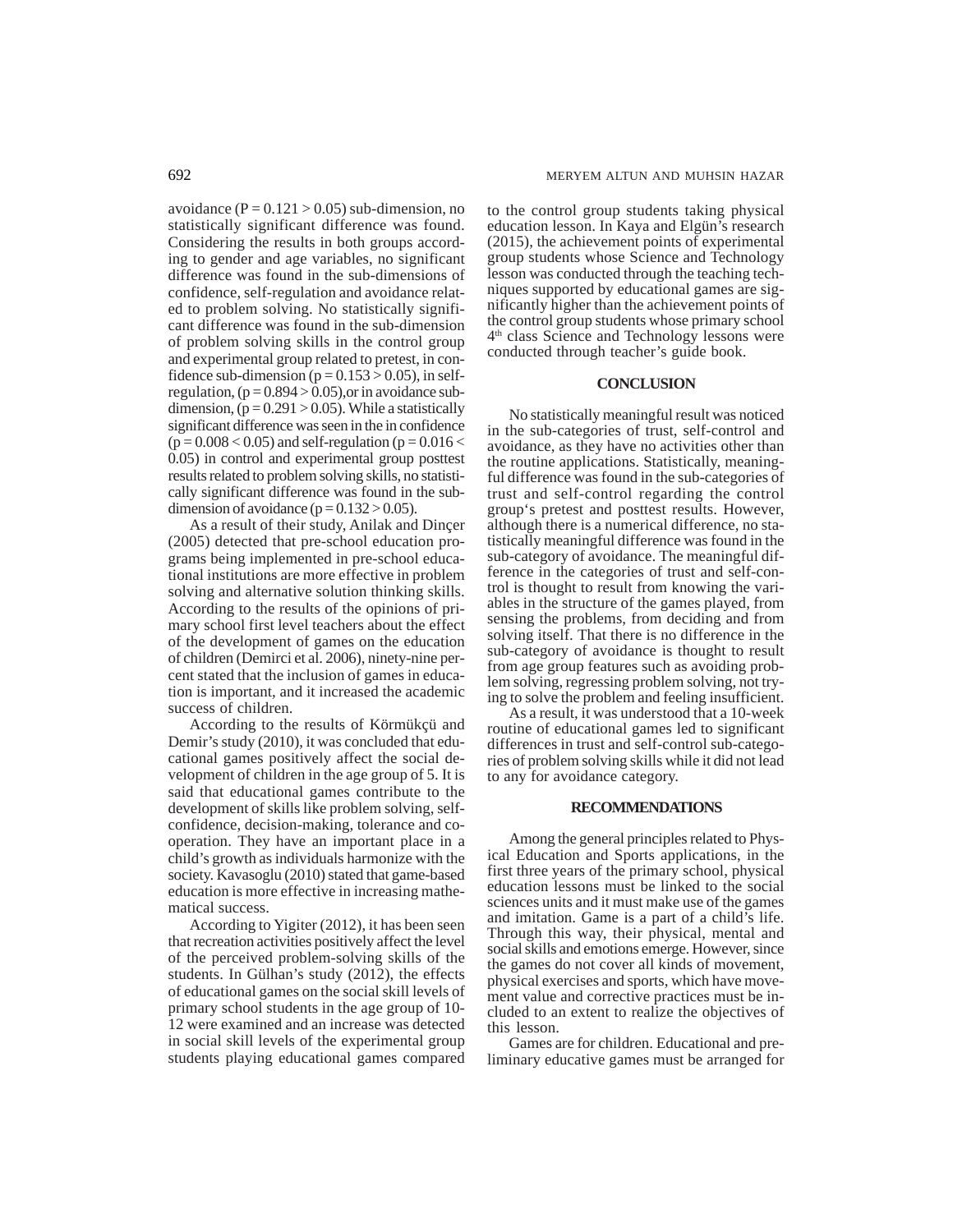avoidance ($P = 0.121 > 0.05$) sub-dimension, no statistically significant difference was found. Considering the results in both groups according to gender and age variables, no significant difference was found in the sub-dimensions of confidence, self-regulation and avoidance related to problem solving. No statistically significant difference was found in the sub-dimension of problem solving skills in the control group and experimental group related to pretest, in confidence sub-dimension ($p = 0.153 > 0.05$), in self-regulation, ($p = 0.894 > 0.05$),or in avoidance sub-dimension, ($p = 0.291 > 0.05$). While a statistically significant difference was seen in the in confidence ($p = 0.008 < 0.05$) and self-regulation ($p = 0.016 < 0.05$) in control and experimental group posttest results related to problem solving skills, no statistically significant difference was found in the sub-dimension of avoidance ($p = 0.132 > 0.05$).

As a result of their study, Anilak and Dinçer (2005) detected that pre-school education programs being implemented in pre-school educational institutions are more effective in problem solving and alternative solution thinking skills. According to the results of the opinions of primary school first level teachers about the effect of the development of games on the education of children (Demirci et al. 2006), ninety-nine percent stated that the inclusion of games in education is important, and it increased the academic success of children.

According to the results of Körmükçü and Demir's study (2010), it was concluded that educational games positively affect the social development of children in the age group of 5. It is said that educational games contribute to the development of skills like problem solving, self-confidence, decision-making, tolerance and cooperation. They have an important place in a child's growth as individuals harmonize with the society. Kavasoglu (2010) stated that game-based education is more effective in increasing mathematical success.

According to Yigiter (2012), it has been seen that recreation activities positively affect the level of the perceived problem-solving skills of the students. In Gülhan's study (2012), the effects of educational games on the social skill levels of primary school students in the age group of 10-12 were examined and an increase was detected in social skill levels of the experimental group students playing educational games compared to the control group students taking physical education lesson. In Kaya and Elgün's research (2015), the achievement points of experimental group students whose Science and Technology lesson was conducted through the teaching techniques supported by educational games are significantly higher than the achievement points of the control group students whose primary school 4th class Science and Technology lessons were conducted through teacher's guide book.

## CONCLUSION

No statistically meaningful result was noticed in the sub-categories of trust, self-control and avoidance, as they have no activities other than the routine applications. Statistically, meaningful difference was found in the sub-categories of trust and self-control regarding the control group's pretest and posttest results. However, although there is a numerical difference, no statistically meaningful difference was found in the sub-category of avoidance. The meaningful difference in the categories of trust and self-control is thought to result from knowing the variables in the structure of the games played, from sensing the problems, from deciding and from solving itself. That there is no difference in the sub-category of avoidance is thought to result from age group features such as avoiding problem solving, regressing problem solving, not trying to solve the problem and feeling insufficient.

As a result, it was understood that a 10-week routine of educational games led to significant differences in trust and self-control sub-categories of problem solving skills while it did not lead to any for avoidance category.

## RECOMMENDATIONS

Among the general principles related to Physical Education and Sports applications, in the first three years of the primary school, physical education lessons must be linked to the social sciences units and it must make use of the games and imitation. Game is a part of a child's life. Through this way, their physical, mental and social skills and emotions emerge. However, since the games do not cover all kinds of movement, physical exercises and sports, which have movement value and corrective practices must be included to an extent to realize the objectives of this lesson.

Games are for children. Educational and preliminary educative games must be arranged for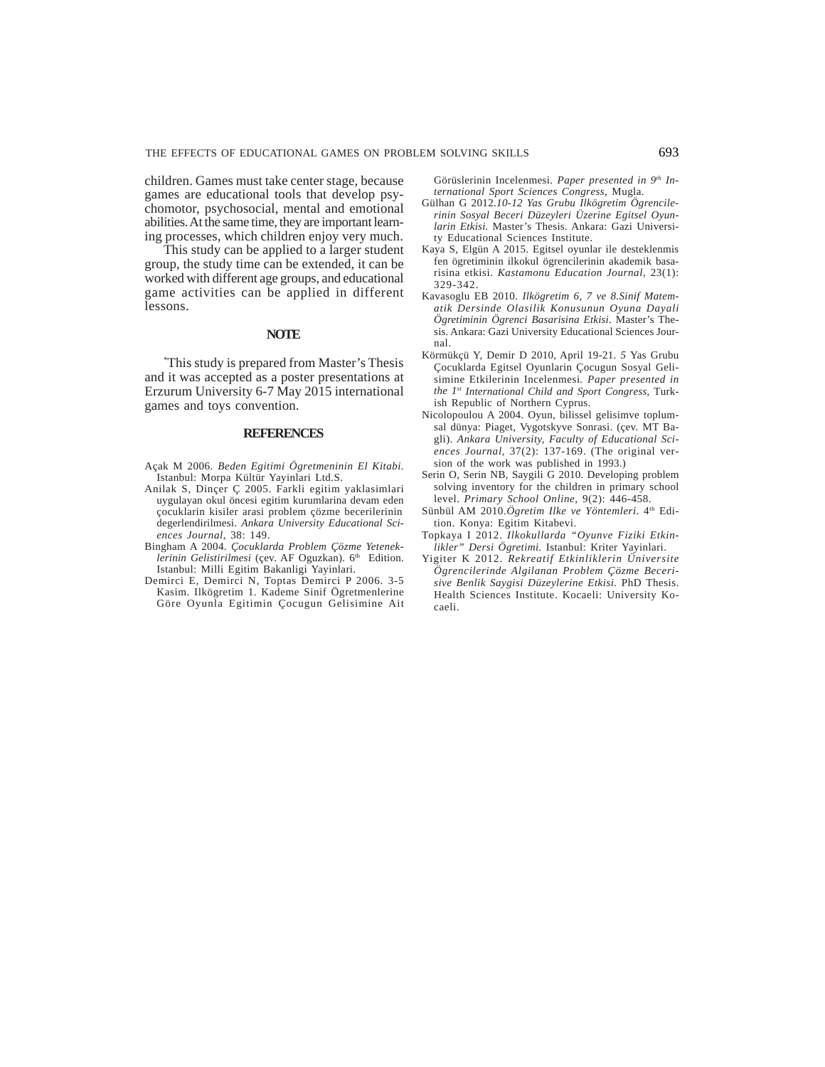children. Games must take center stage, because games are educational tools that develop psychomotor, psychosocial, mental and emotional abilities. At the same time, they are important learning processes, which children enjoy very much.

This study can be applied to a larger student group, the study time can be extended, it can be worked with different age groups, and educational game activities can be applied in different lessons.

## NOTE

*This study is prepared from Master's Thesis and it was accepted as a poster presentations at Erzurum University 6-7 May 2015 international games and toys convention.

## REFERENCES

Açak M 2006. *Beden Egitimi Ögretmeninin El Kitabi.* Istanbul: Morpa Kültür Yayinlari Ltd.S.

Anilak S, Dinçer Ç 2005. Farkli egitim yaklasimlari uygulayan okul öncesi egitim kurumlarina devam eden çocuklarin kisiler arasi problem çözme becerilerinin degerlendirilmesi. *Ankara University Educational Sciences Journal,* 38: 149.

Bingham A 2004. *Çocuklarda Problem Çözme Yeteneklerinin Gelistirilmesi* (çev. AF Oguzkan). 6th Edition. Istanbul: Milli Egitim Bakanligi Yayinlari.

Demirci E, Demirci N, Toptas Demirci P 2006. 3-5 Kasim. Ilkögretim 1. Kademe Sinif Ögretmenlerine Göre Oyunla Egitimin Çocugun Gelisimine Ait Görüslerinin Incelenmesi. *Paper presented in 9th International Sport Sciences Congress,* Mugla.

Gülhan G 2012.*10-12 Yas Grubu Ilkögretim Ögrencilerinin Sosyal Beceri Düzeyleri Üzerine Egitsel Oyunlarin Etkisi.* Master's Thesis. Ankara: Gazi University Educational Sciences Institute.

Kaya S, Elgün A 2015. Egitsel oyunlar ile desteklenmis fen ögretiminin ilkokul ögrencilerinin akademik basarisina etkisi. *Kastamonu Education Journal,* 23(1): 329-342.

Kavasoglu EB 2010. *Ilkögretim 6, 7 ve 8.Sinif Matematik Dersinde Olasilik Konusunun Oyuna Dayali Ögretiminin Ögrenci Basarisina Etkisi.* Master's Thesis. Ankara: Gazi University Educational Sciences Journal.

Körmükçü Y, Demir D 2010, April 19-21. 5 Yas Grubu Çocuklarda Egitsel Oyunlarin Çocugun Sosyal Gelisimine Etkilerinin Incelenmesi. *Paper presented in the 1st International Child and Sport Congress,* Turkish Republic of Northern Cyprus.

Nicolopoulou A 2004. Oyun, bilissel gelisimve toplumsal dünya: Piaget, Vygotskyve Sonrasi. (çev. MT Bagli). *Ankara University, Faculty of Educational Sciences Journal,* 37(2): 137-169. (The original version of the work was published in 1993.)

Serin O, Serin NB, Saygili G 2010. Developing problem solving inventory for the children in primary school level. *Primary School Online,* 9(2): 446-458.

Sünbül AM 2010.*Ögretim Ilke ve Yöntemleri.* 4th Edition. Konya: Egitim Kitabevi.

Topkaya I 2012. *Ilkokullarda "Oyunve Fiziki Etkinlikler" Dersi Ögretimi.* Istanbul: Kriter Yayinlari.

Yigiter K 2012. *Rekreatif Etkinliklerin Üniversite Ögrencilerinde Algilanan Problem Çözme Becerisive Benlik Saygisi Düzeylerine Etkisi.* PhD Thesis. Health Sciences Institute. Kocaeli: University Kocaeli.